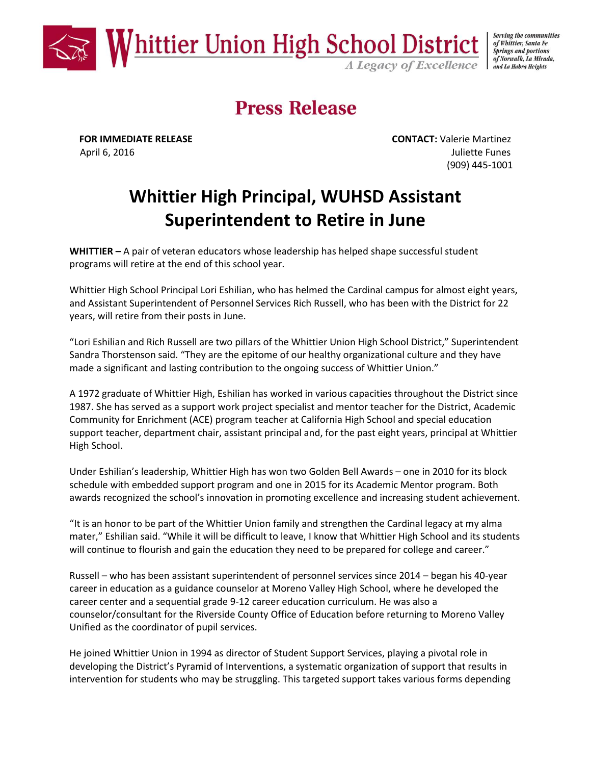# Whittier Union High School District

*A Legacy of Excellence*

*Serving the communities of Whittier, Santa Fe Springs and portions of Norwalk, La Mirada, and La Habra Heights*

## Press Release

**FOR IMMEDIATE RELEASE**
April 6, 2016

**CONTACT:** Valerie Martinez
Juliette Funes
(909) 445-1001

# Whittier High Principal, WUHSD Assistant Superintendent to Retire in June

**WHITTIER –** A pair of veteran educators whose leadership has helped shape successful student programs will retire at the end of this school year.

Whittier High School Principal Lori Eshilian, who has helmed the Cardinal campus for almost eight years, and Assistant Superintendent of Personnel Services Rich Russell, who has been with the District for 22 years, will retire from their posts in June.

"Lori Eshilian and Rich Russell are two pillars of the Whittier Union High School District," Superintendent Sandra Thorstenson said. "They are the epitome of our healthy organizational culture and they have made a significant and lasting contribution to the ongoing success of Whittier Union."

A 1972 graduate of Whittier High, Eshilian has worked in various capacities throughout the District since 1987. She has served as a support work project specialist and mentor teacher for the District, Academic Community for Enrichment (ACE) program teacher at California High School and special education support teacher, department chair, assistant principal and, for the past eight years, principal at Whittier High School.

Under Eshilian's leadership, Whittier High has won two Golden Bell Awards – one in 2010 for its block schedule with embedded support program and one in 2015 for its Academic Mentor program. Both awards recognized the school's innovation in promoting excellence and increasing student achievement.

"It is an honor to be part of the Whittier Union family and strengthen the Cardinal legacy at my alma mater," Eshilian said. "While it will be difficult to leave, I know that Whittier High School and its students will continue to flourish and gain the education they need to be prepared for college and career."

Russell – who has been assistant superintendent of personnel services since 2014 – began his 40-year career in education as a guidance counselor at Moreno Valley High School, where he developed the career center and a sequential grade 9-12 career education curriculum. He was also a counselor/consultant for the Riverside County Office of Education before returning to Moreno Valley Unified as the coordinator of pupil services.

He joined Whittier Union in 1994 as director of Student Support Services, playing a pivotal role in developing the District's Pyramid of Interventions, a systematic organization of support that results in intervention for students who may be struggling. This targeted support takes various forms depending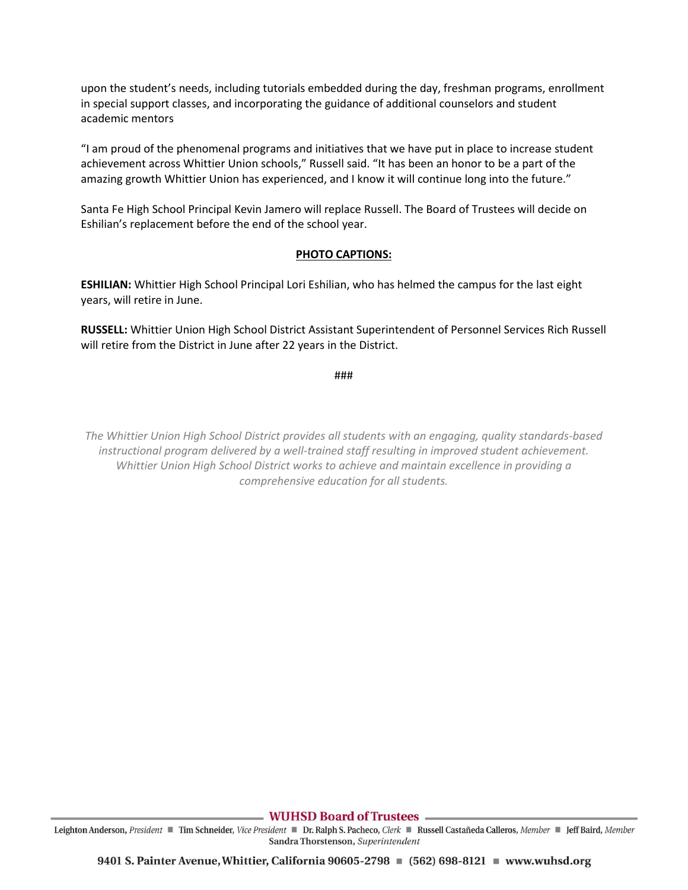upon the student's needs, including tutorials embedded during the day, freshman programs, enrollment in special support classes, and incorporating the guidance of additional counselors and student academic mentors

"I am proud of the phenomenal programs and initiatives that we have put in place to increase student achievement across Whittier Union schools," Russell said. "It has been an honor to be a part of the amazing growth Whittier Union has experienced, and I know it will continue long into the future."

Santa Fe High School Principal Kevin Jamero will replace Russell. The Board of Trustees will decide on Eshilian's replacement before the end of the school year.

**PHOTO CAPTIONS:**

**ESHILIAN:** Whittier High School Principal Lori Eshilian, who has helmed the campus for the last eight years, will retire in June.

**RUSSELL:** Whittier Union High School District Assistant Superintendent of Personnel Services Rich Russell will retire from the District in June after 22 years in the District.

###

*The Whittier Union High School District provides all students with an engaging, quality standards-based instructional program delivered by a well-trained staff resulting in improved student achievement. Whittier Union High School District works to achieve and maintain excellence in providing a comprehensive education for all students.*

**WUHSD Board of Trustees**

**Leighton Anderson,** *President* ■ **Tim Schneider,** *Vice President* ■ **Dr. Ralph S. Pacheco,** *Clerk* ■ **Russell Castañeda Calleros,** *Member* ■ **Jeff Baird,** *Member*
**Sandra Thorstenson,** *Superintendent*

**9401 S. Painter Avenue, Whittier, California 90605-2798 ■ (562) 698-8121 ■ www.wuhsd.org**